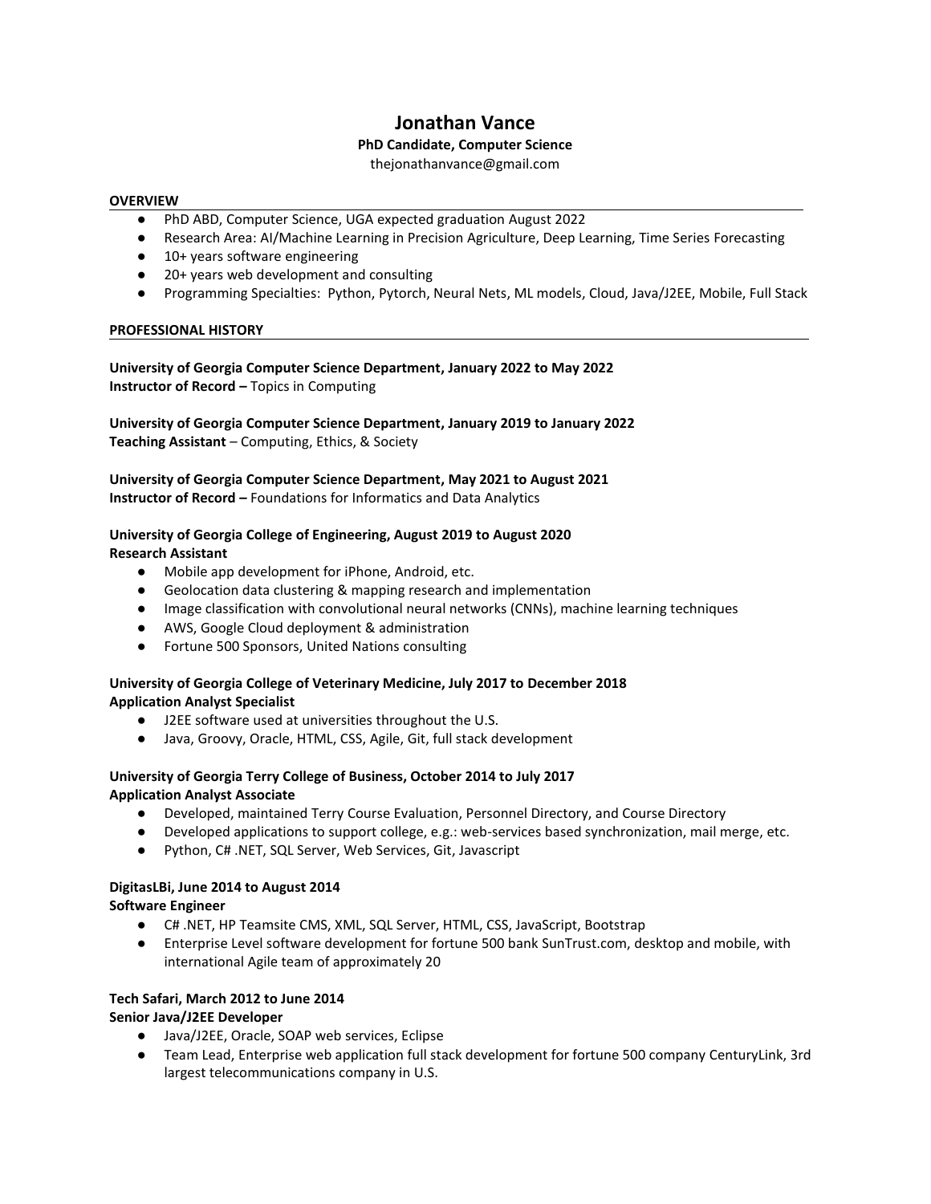# Jonathan Vance

**PhD Candidate, Computer Science**

thejonathanvance@gmail.com

## OVERVIEW

- PhD ABD, Computer Science, UGA expected graduation August 2022
- Research Area: AI/Machine Learning in Precision Agriculture, Deep Learning, Time Series Forecasting
- 10+ years software engineering
- 20+ years web development and consulting
- Programming Specialties: Python, Pytorch, Neural Nets, ML models, Cloud, Java/J2EE, Mobile, Full Stack

## PROFESSIONAL HISTORY

**University of Georgia Computer Science Department, January 2022 to May 2022**
**Instructor of Record –** Topics in Computing

**University of Georgia Computer Science Department, January 2019 to January 2022**
**Teaching Assistant** – Computing, Ethics, & Society

**University of Georgia Computer Science Department, May 2021 to August 2021**
**Instructor of Record –** Foundations for Informatics and Data Analytics

**University of Georgia College of Engineering, August 2019 to August 2020**
**Research Assistant**

- Mobile app development for iPhone, Android, etc.
- Geolocation data clustering & mapping research and implementation
- Image classification with convolutional neural networks (CNNs), machine learning techniques
- AWS, Google Cloud deployment & administration
- Fortune 500 Sponsors, United Nations consulting

**University of Georgia College of Veterinary Medicine, July 2017 to December 2018**
**Application Analyst Specialist**

- J2EE software used at universities throughout the U.S.
- Java, Groovy, Oracle, HTML, CSS, Agile, Git, full stack development

**University of Georgia Terry College of Business, October 2014 to July 2017**
**Application Analyst Associate**

- Developed, maintained Terry Course Evaluation, Personnel Directory, and Course Directory
- Developed applications to support college, e.g.: web-services based synchronization, mail merge, etc.
- Python, C# .NET, SQL Server, Web Services, Git, Javascript

**DigitasLBi, June 2014 to August 2014**
**Software Engineer**

- C# .NET, HP Teamsite CMS, XML, SQL Server, HTML, CSS, JavaScript, Bootstrap
- Enterprise Level software development for fortune 500 bank SunTrust.com, desktop and mobile, with international Agile team of approximately 20

**Tech Safari, March 2012 to June 2014**
**Senior Java/J2EE Developer**

- Java/J2EE, Oracle, SOAP web services, Eclipse
- Team Lead, Enterprise web application full stack development for fortune 500 company CenturyLink, 3rd largest telecommunications company in U.S.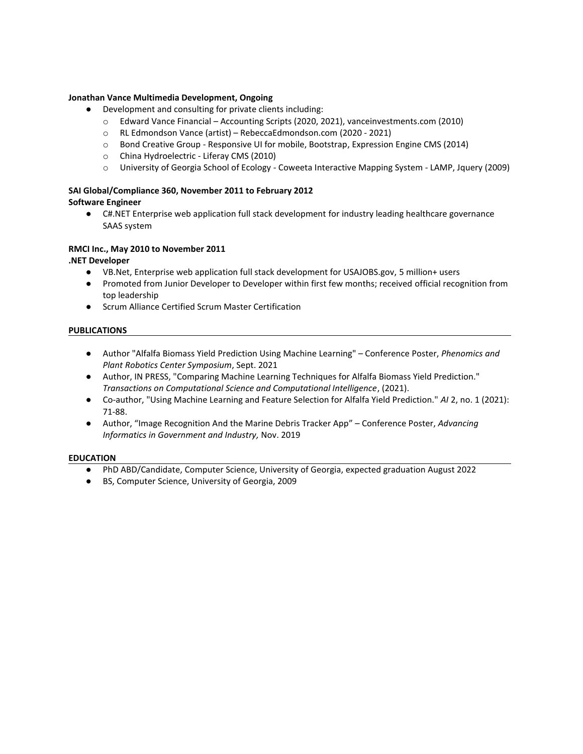**Jonathan Vance Multimedia Development, Ongoing**

- Development and consulting for private clients including:
  - Edward Vance Financial – Accounting Scripts (2020, 2021), vanceinvestments.com (2010)
  - RL Edmondson Vance (artist) – RebeccaEdmondson.com (2020 - 2021)
  - Bond Creative Group - Responsive UI for mobile, Bootstrap, Expression Engine CMS (2014)
  - China Hydroelectric - Liferay CMS (2010)
  - University of Georgia School of Ecology - Coweeta Interactive Mapping System - LAMP, Jquery (2009)

**SAI Global/Compliance 360, November 2011 to February 2012**
**Software Engineer**

- C#.NET Enterprise web application full stack development for industry leading healthcare governance SAAS system

**RMCI Inc., May 2010 to November 2011**
**.NET Developer**

- VB.Net, Enterprise web application full stack development for USAJOBS.gov, 5 million+ users
- Promoted from Junior Developer to Developer within first few months; received official recognition from top leadership
- Scrum Alliance Certified Scrum Master Certification

## PUBLICATIONS

- Author "Alfalfa Biomass Yield Prediction Using Machine Learning" – Conference Poster, *Phenomics and Plant Robotics Center Symposium*, Sept. 2021
- Author, IN PRESS, "Comparing Machine Learning Techniques for Alfalfa Biomass Yield Prediction." *Transactions on Computational Science and Computational Intelligence*, (2021).
- Co-author, "Using Machine Learning and Feature Selection for Alfalfa Yield Prediction." *AI* 2, no. 1 (2021): 71-88.
- Author, "Image Recognition And the Marine Debris Tracker App" – Conference Poster, *Advancing Informatics in Government and Industry,* Nov. 2019

## EDUCATION

- PhD ABD/Candidate, Computer Science, University of Georgia, expected graduation August 2022
- BS, Computer Science, University of Georgia, 2009